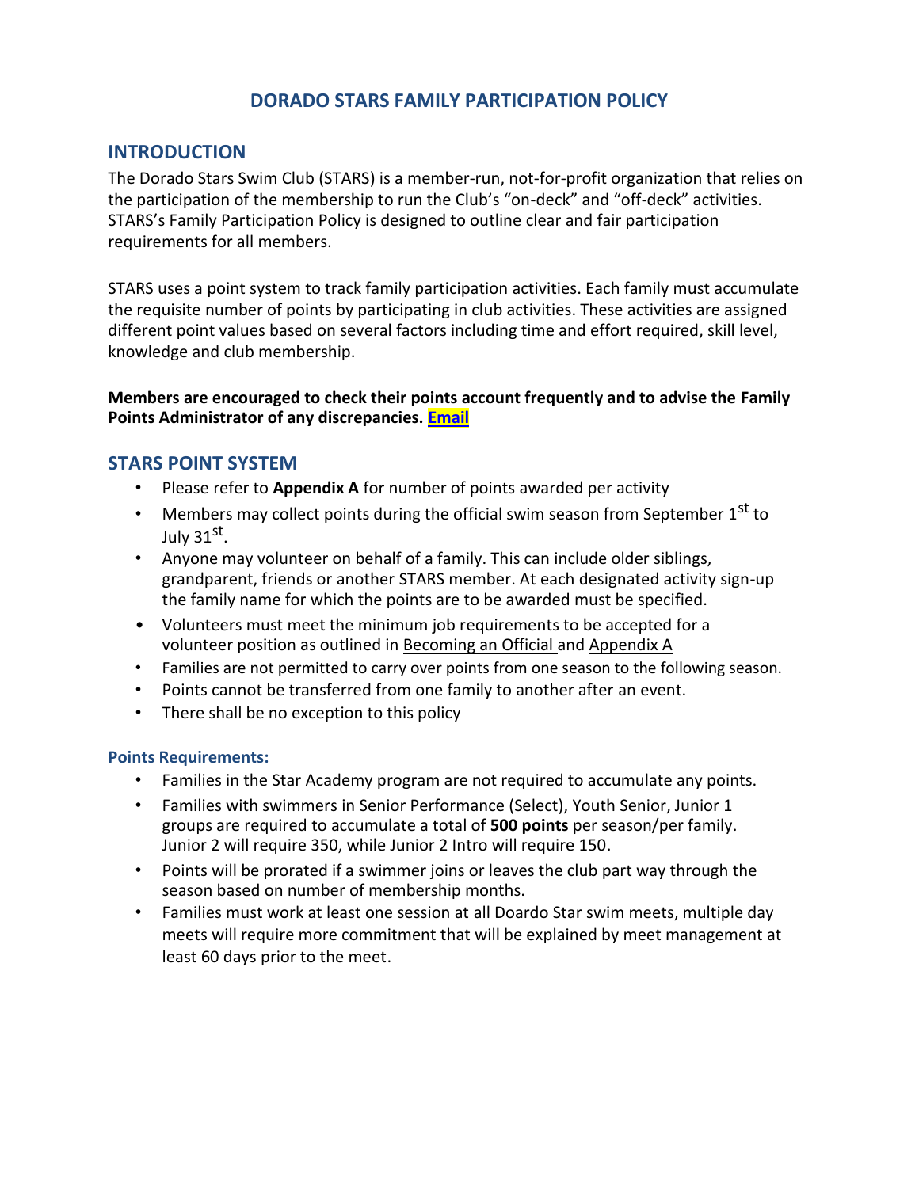# DORADO STARS FAMILY PARTICIPATION POLICY

## INTRODUCTION

The Dorado Stars Swim Club (STARS) is a member-run, not-for-profit organization that relies on the participation of the membership to run the Club's "on-deck" and "off-deck" activities. STARS's Family Participation Policy is designed to outline clear and fair participation requirements for all members.

STARS uses a point system to track family participation activities. Each family must accumulate the requisite number of points by participating in club activities. These activities are assigned different point values based on several factors including time and effort required, skill level, knowledge and club membership.

**Members are encouraged to check their points account frequently and to advise the Family Points Administrator of any discrepancies. Email**

## STARS POINT SYSTEM

- Please refer to **Appendix A** for number of points awarded per activity
- Members may collect points during the official swim season from September 1st to July 31st.
- Anyone may volunteer on behalf of a family. This can include older siblings, grandparent, friends or another STARS member. At each designated activity sign-up the family name for which the points are to be awarded must be specified.
- Volunteers must meet the minimum job requirements to be accepted for a volunteer position as outlined in Becoming an Official and Appendix A
- Families are not permitted to carry over points from one season to the following season.
- Points cannot be transferred from one family to another after an event.
- There shall be no exception to this policy

### Points Requirements:

- Families in the Star Academy program are not required to accumulate any points.
- Families with swimmers in Senior Performance (Select), Youth Senior, Junior 1 groups are required to accumulate a total of **500 points** per season/per family. Junior 2 will require 350, while Junior 2 Intro will require 150.
- Points will be prorated if a swimmer joins or leaves the club part way through the season based on number of membership months.
- Families must work at least one session at all Doardo Star swim meets, multiple day meets will require more commitment that will be explained by meet management at least 60 days prior to the meet.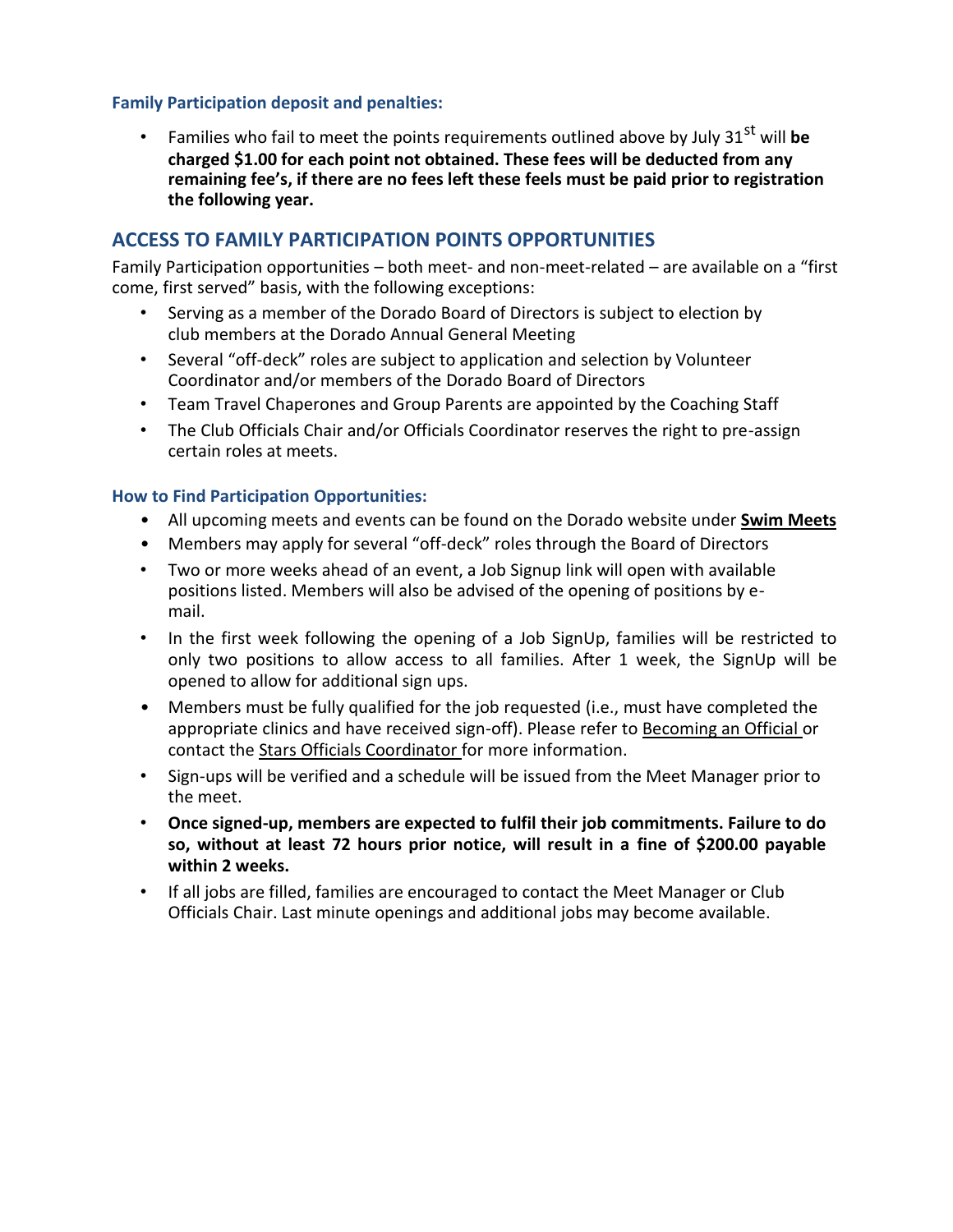### Family Participation deposit and penalties:

- Families who fail to meet the points requirements outlined above by July 31st will **be charged $1.00 for each point not obtained. These fees will be deducted from any remaining fee's, if there are no fees left these feels must be paid prior to registration the following year.**

## ACCESS TO FAMILY PARTICIPATION POINTS OPPORTUNITIES

Family Participation opportunities – both meet- and non-meet-related – are available on a "first come, first served" basis, with the following exceptions:

- Serving as a member of the Dorado Board of Directors is subject to election by club members at the Dorado Annual General Meeting
- Several "off-deck" roles are subject to application and selection by Volunteer Coordinator and/or members of the Dorado Board of Directors
- Team Travel Chaperones and Group Parents are appointed by the Coaching Staff
- The Club Officials Chair and/or Officials Coordinator reserves the right to pre-assign certain roles at meets.

### How to Find Participation Opportunities:

- All upcoming meets and events can be found on the Dorado website under **Swim Meets**
- Members may apply for several "off-deck" roles through the Board of Directors
- Two or more weeks ahead of an event, a Job Signup link will open with available positions listed. Members will also be advised of the opening of positions by e-mail.
- In the first week following the opening of a Job SignUp, families will be restricted to only two positions to allow access to all families. After 1 week, the SignUp will be opened to allow for additional sign ups.
- Members must be fully qualified for the job requested (i.e., must have completed the appropriate clinics and have received sign-off). Please refer to Becoming an Official or contact the Stars Officials Coordinator for more information.
- Sign-ups will be verified and a schedule will be issued from the Meet Manager prior to the meet.
- **Once signed-up, members are expected to fulfil their job commitments. Failure to do so, without at least 72 hours prior notice, will result in a fine of $200.00 payable within 2 weeks.**
- If all jobs are filled, families are encouraged to contact the Meet Manager or Club Officials Chair. Last minute openings and additional jobs may become available.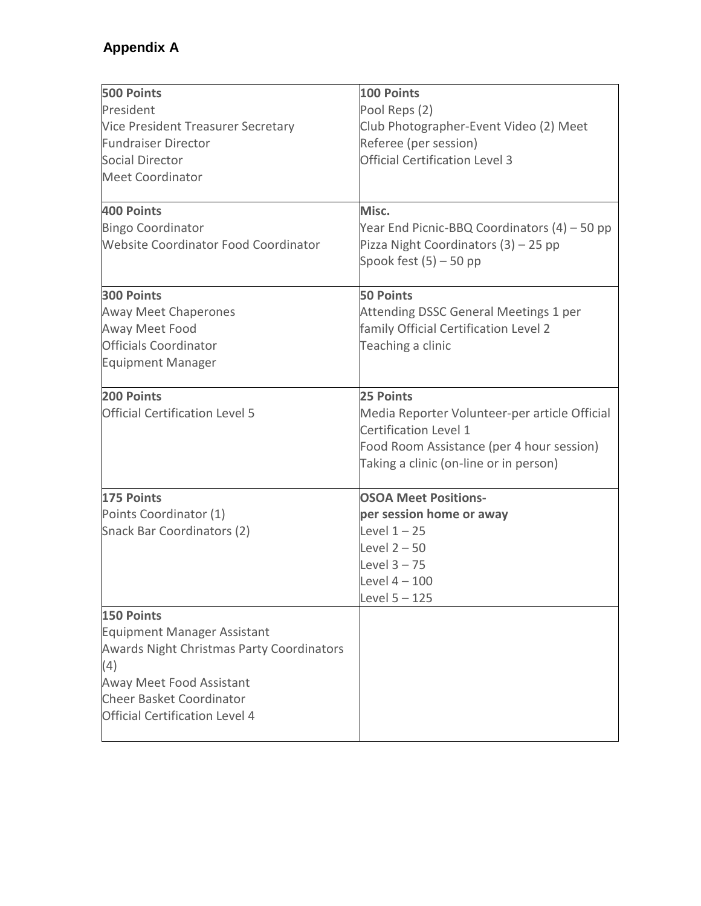## Appendix A

| **500 Points**<br>President<br>Vice President Treasurer Secretary<br>Fundraiser Director<br>Social Director<br>Meet Coordinator | **100 Points**<br>Pool Reps (2)<br>Club Photographer-Event Video (2) Meet Referee (per session)<br>Official Certification Level 3 |
|---|---|
| **400 Points**<br>Bingo Coordinator<br>Website Coordinator Food Coordinator | **Misc.**<br>Year End Picnic-BBQ Coordinators (4) – 50 pp<br>Pizza Night Coordinators (3) – 25 pp<br>Spook fest (5) – 50 pp |
| **300 Points**<br>Away Meet Chaperones<br>Away Meet Food<br>Officials Coordinator<br>Equipment Manager | **50 Points**<br>Attending DSSC General Meetings 1 per family Official Certification Level 2<br>Teaching a clinic |
| **200 Points**<br>Official Certification Level 5 | **25 Points**<br>Media Reporter Volunteer-per article Official Certification Level 1<br>Food Room Assistance (per 4 hour session)<br>Taking a clinic (on-line or in person) |
| **175 Points**<br>Points Coordinator (1)<br>Snack Bar Coordinators (2) | **OSOA Meet Positions-**<br>**per session home or away**<br>Level 1 – 25<br>Level 2 – 50<br>Level 3 – 75<br>Level 4 – 100<br>Level 5 – 125 |
| **150 Points**<br>Equipment Manager Assistant<br>Awards Night Christmas Party Coordinators (4)<br>Away Meet Food Assistant<br>Cheer Basket Coordinator<br>Official Certification Level 4 | |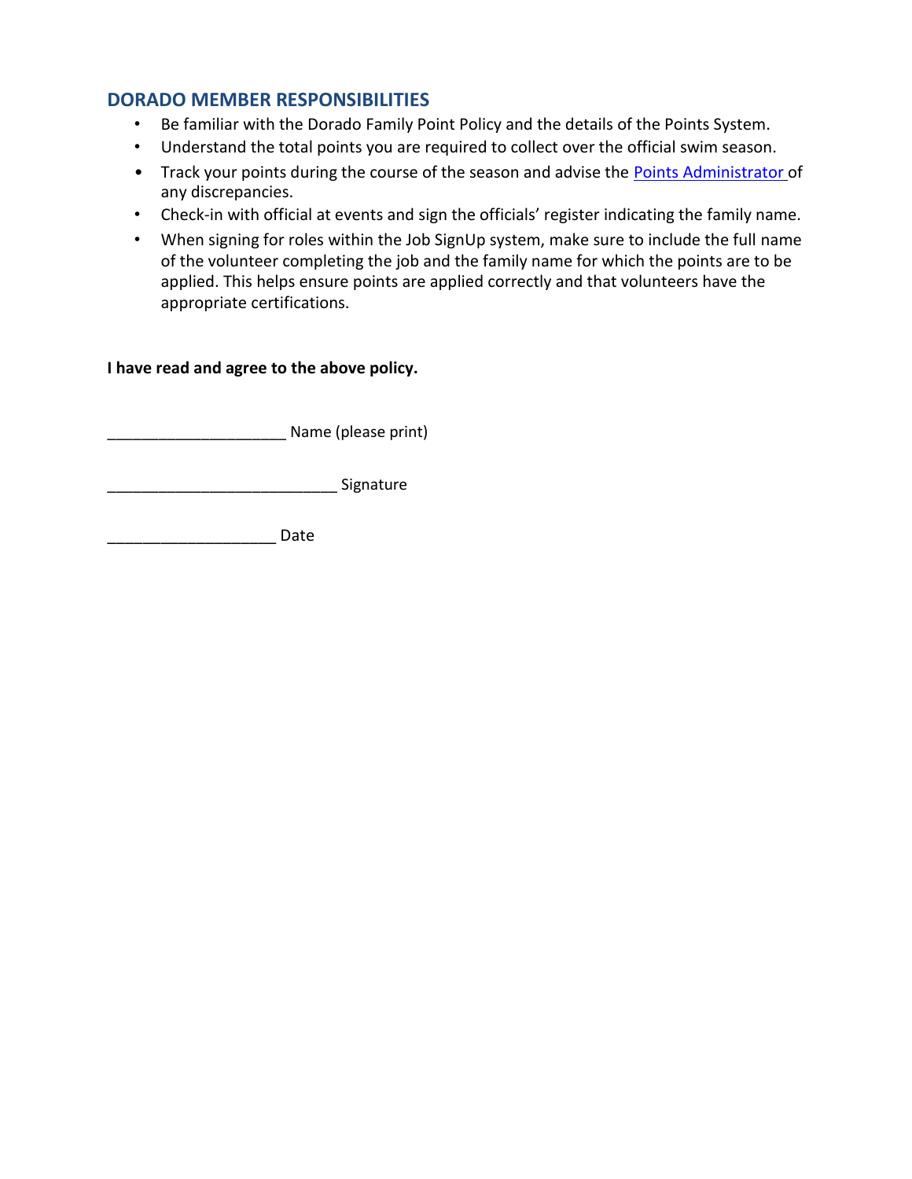## DORADO MEMBER RESPONSIBILITIES

- Be familiar with the Dorado Family Point Policy and the details of the Points System.
- Understand the total points you are required to collect over the official swim season.
- Track your points during the course of the season and advise the Points Administrator of any discrepancies.
- Check-in with official at events and sign the officials' register indicating the family name.
- When signing for roles within the Job SignUp system, make sure to include the full name of the volunteer completing the job and the family name for which the points are to be applied. This helps ensure points are applied correctly and that volunteers have the appropriate certifications.

**I have read and agree to the above policy.**

_____________________ Name (please print)

___________________________ Signature

____________________ Date